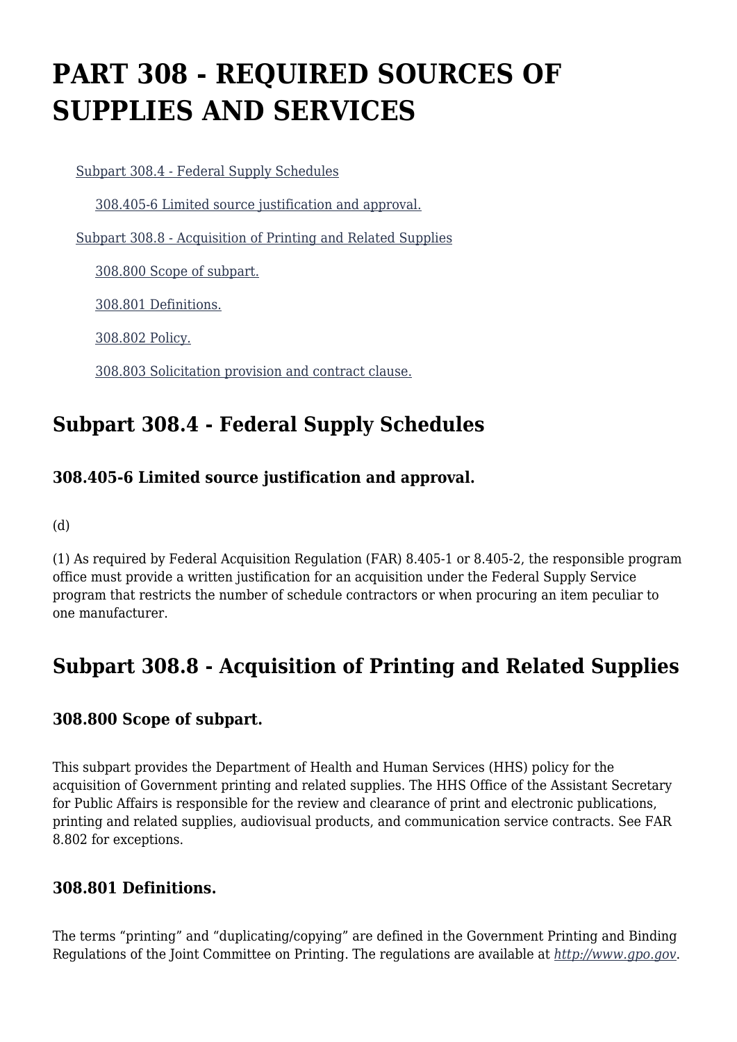# PART 308 - REQUIRED SOURCES OF SUPPLIES AND SERVICES

- Subpart 308.4 - Federal Supply Schedules
  - 308.405-6 Limited source justification and approval.
- Subpart 308.8 - Acquisition of Printing and Related Supplies
  - 308.800 Scope of subpart.
  - 308.801 Definitions.
  - 308.802 Policy.
  - 308.803 Solicitation provision and contract clause.

## Subpart 308.4 - Federal Supply Schedules

### 308.405-6 Limited source justification and approval.

(d)

(1) As required by Federal Acquisition Regulation (FAR) 8.405-1 or 8.405-2, the responsible program office must provide a written justification for an acquisition under the Federal Supply Service program that restricts the number of schedule contractors or when procuring an item peculiar to one manufacturer.

## Subpart 308.8 - Acquisition of Printing and Related Supplies

### 308.800 Scope of subpart.

This subpart provides the Department of Health and Human Services (HHS) policy for the acquisition of Government printing and related supplies. The HHS Office of the Assistant Secretary for Public Affairs is responsible for the review and clearance of print and electronic publications, printing and related supplies, audiovisual products, and communication service contracts. See FAR 8.802 for exceptions.

### 308.801 Definitions.

The terms "printing" and "duplicating/copying" are defined in the Government Printing and Binding Regulations of the Joint Committee on Printing. The regulations are available at *http://www.gpo.gov*.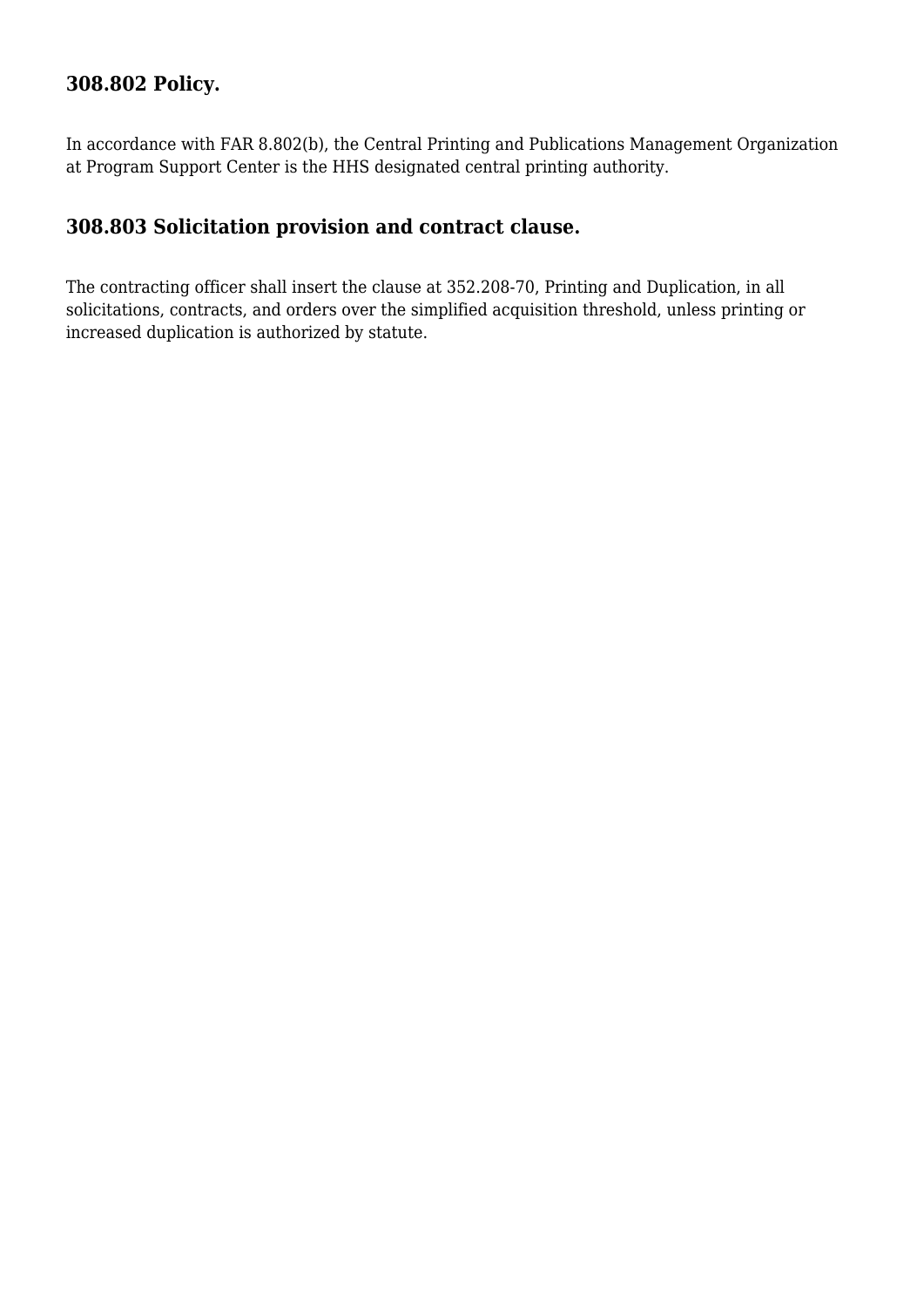### 308.802 Policy.

In accordance with FAR 8.802(b), the Central Printing and Publications Management Organization at Program Support Center is the HHS designated central printing authority.

### 308.803 Solicitation provision and contract clause.

The contracting officer shall insert the clause at 352.208-70, Printing and Duplication, in all solicitations, contracts, and orders over the simplified acquisition threshold, unless printing or increased duplication is authorized by statute.